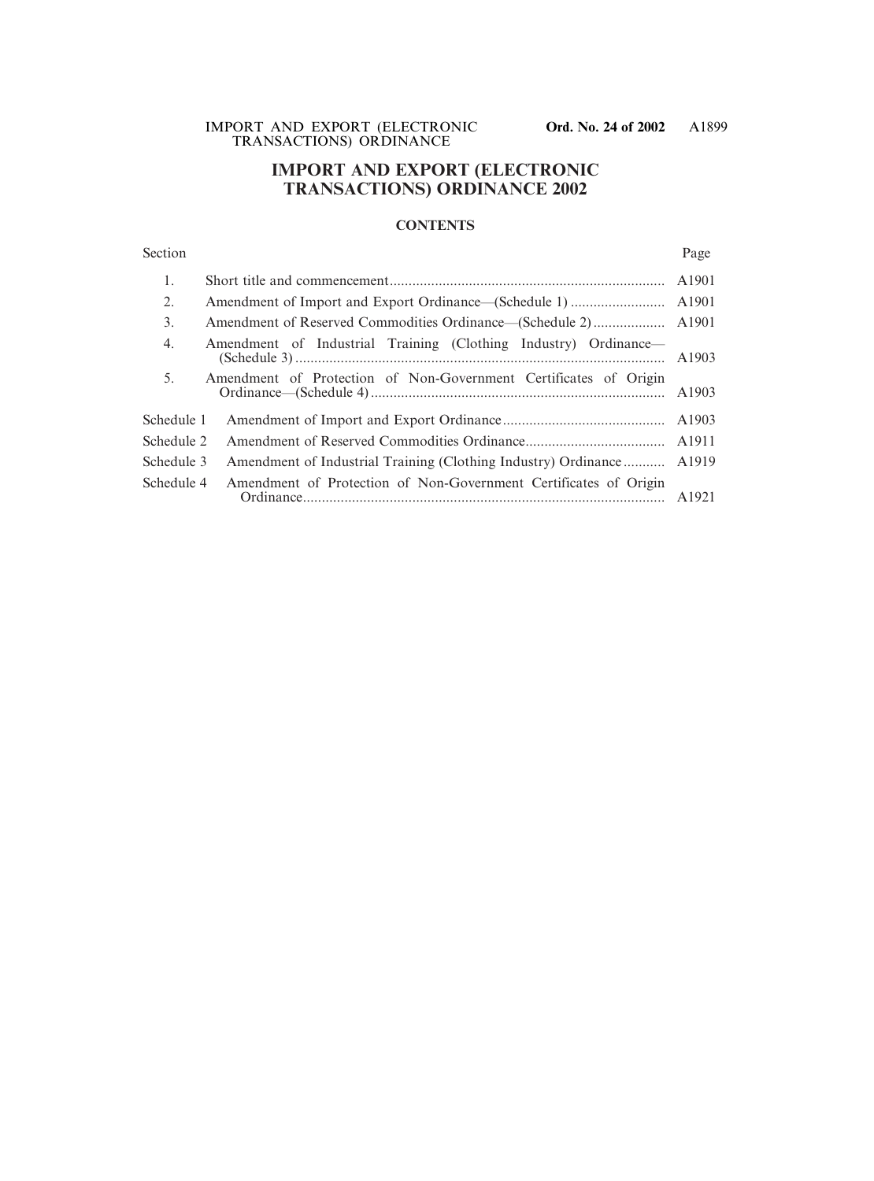# IMPORT AND EXPORT (ELECTRONIC TRANSACTIONS) ORDINANCE 2002

## CONTENTS

| Section | | Page |
|---|---|---|
| 1. | Short title and commencement | A1901 |
| 2. | Amendment of Import and Export Ordinance—(Schedule 1) | A1901 |
| 3. | Amendment of Reserved Commodities Ordinance—(Schedule 2) | A1901 |
| 4. | Amendment of Industrial Training (Clothing Industry) Ordinance—(Schedule 3) | A1903 |
| 5. | Amendment of Protection of Non-Government Certificates of Origin Ordinance—(Schedule 4) | A1903 |
| Schedule 1 | Amendment of Import and Export Ordinance | A1903 |
| Schedule 2 | Amendment of Reserved Commodities Ordinance | A1911 |
| Schedule 3 | Amendment of Industrial Training (Clothing Industry) Ordinance | A1919 |
| Schedule 4 | Amendment of Protection of Non-Government Certificates of Origin Ordinance | A1921 |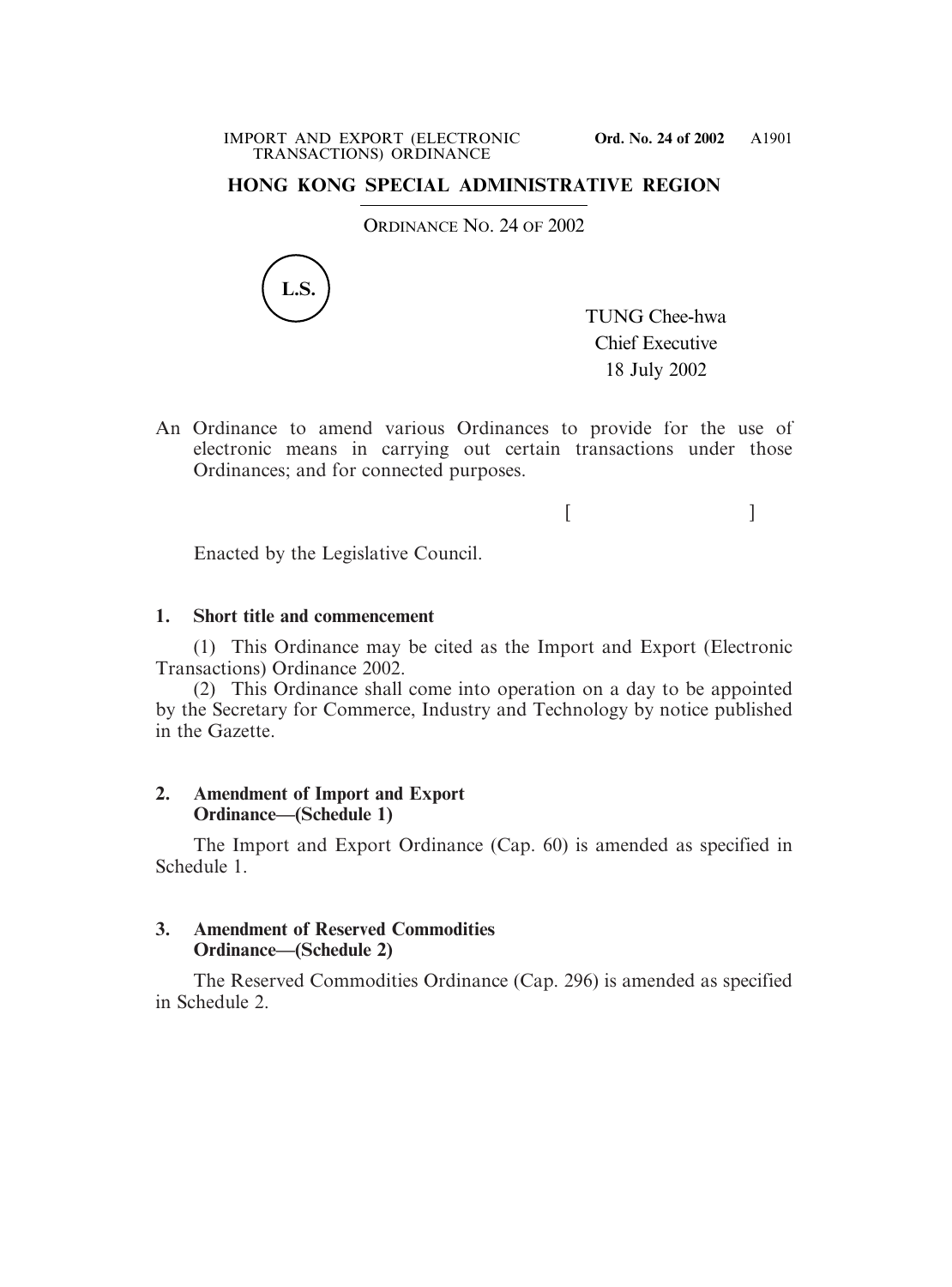## HONG KONG SPECIAL ADMINISTRATIVE REGION

ORDINANCE NO. 24 OF 2002

L.S.

TUNG Chee-hwa
Chief Executive
18 July 2002

An Ordinance to amend various Ordinances to provide for the use of electronic means in carrying out certain transactions under those Ordinances; and for connected purposes.

[ ]

Enacted by the Legislative Council.

### 1. Short title and commencement

(1) This Ordinance may be cited as the Import and Export (Electronic Transactions) Ordinance 2002.

(2) This Ordinance shall come into operation on a day to be appointed by the Secretary for Commerce, Industry and Technology by notice published in the Gazette.

### 2. Amendment of Import and Export Ordinance—(Schedule 1)

The Import and Export Ordinance (Cap. 60) is amended as specified in Schedule 1.

### 3. Amendment of Reserved Commodities Ordinance—(Schedule 2)

The Reserved Commodities Ordinance (Cap. 296) is amended as specified in Schedule 2.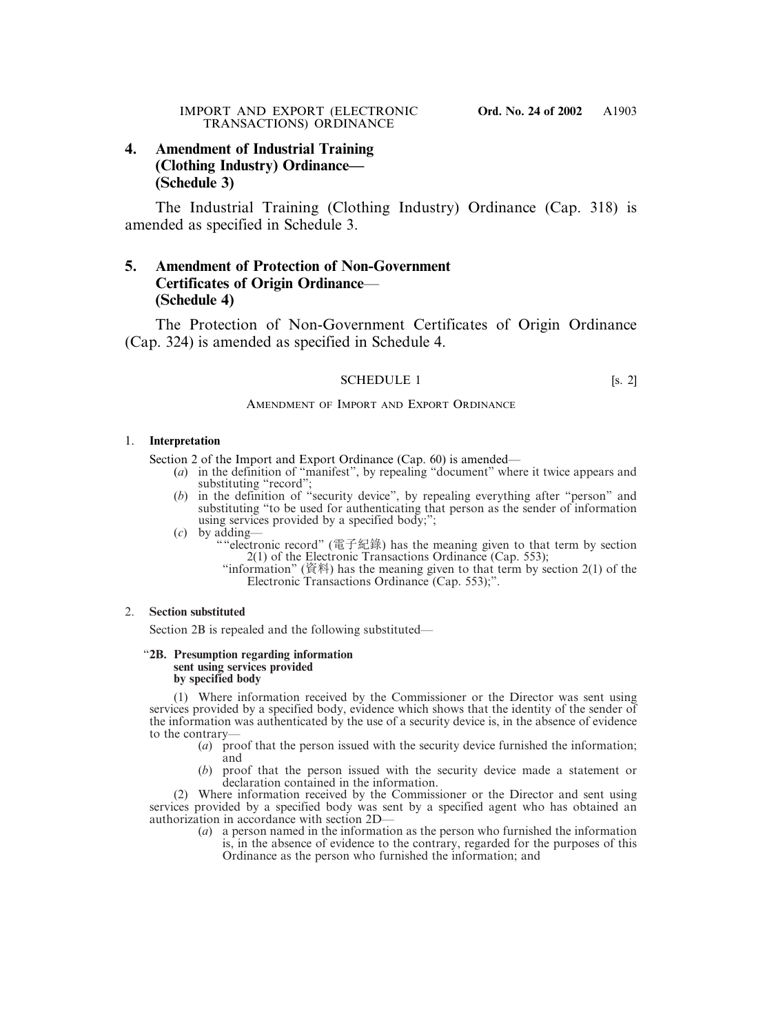## 4. Amendment of Industrial Training (Clothing Industry) Ordinance— (Schedule 3)

The Industrial Training (Clothing Industry) Ordinance (Cap. 318) is amended as specified in Schedule 3.

## 5. Amendment of Protection of Non-Government Certificates of Origin Ordinance— (Schedule 4)

The Protection of Non-Government Certificates of Origin Ordinance (Cap. 324) is amended as specified in Schedule 4.

SCHEDULE 1 [s. 2]

AMENDMENT OF IMPORT AND EXPORT ORDINANCE

1. **Interpretation**

Section 2 of the Import and Export Ordinance (Cap. 60) is amended—

(*a*) in the definition of "manifest", by repealing "document" where it twice appears and substituting "record";

(*b*) in the definition of "security device", by repealing everything after "person" and substituting "to be used for authenticating that person as the sender of information using services provided by a specified body;";

(*c*) by adding—

""electronic record" (電子紀錄) has the meaning given to that term by section 2(1) of the Electronic Transactions Ordinance (Cap. 553);

"information" (資料) has the meaning given to that term by section 2(1) of the Electronic Transactions Ordinance (Cap. 553);".

2. **Section substituted**

Section 2B is repealed and the following substituted—

"**2B. Presumption regarding information sent using services provided by specified body**

(1) Where information received by the Commissioner or the Director was sent using services provided by a specified body, evidence which shows that the identity of the sender of the information was authenticated by the use of a security device is, in the absence of evidence to the contrary—

(*a*) proof that the person issued with the security device furnished the information; and

(*b*) proof that the person issued with the security device made a statement or declaration contained in the information.

(2) Where information received by the Commissioner or the Director and sent using services provided by a specified body was sent by a specified agent who has obtained an authorization in accordance with section 2D—

(*a*) a person named in the information as the person who furnished the information is, in the absence of evidence to the contrary, regarded for the purposes of this Ordinance as the person who furnished the information; and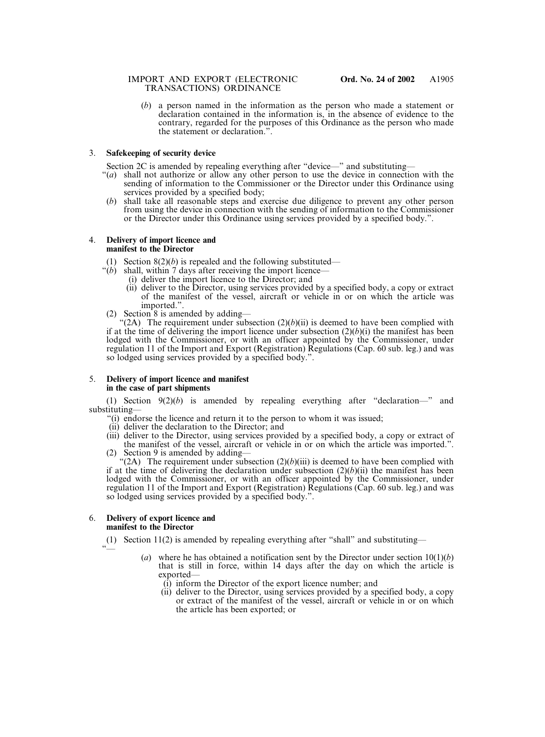(*b*) a person named in the information as the person who made a statement or declaration contained in the information is, in the absence of evidence to the contrary, regarded for the purposes of this Ordinance as the person who made the statement or declaration.".

3. **Safekeeping of security device**

Section 2C is amended by repealing everything after "device—" and substituting—

"(*a*) shall not authorize or allow any other person to use the device in connection with the sending of information to the Commissioner or the Director under this Ordinance using services provided by a specified body;

(*b*) shall take all reasonable steps and exercise due diligence to prevent any other person from using the device in connection with the sending of information to the Commissioner or the Director under this Ordinance using services provided by a specified body.".

4. **Delivery of import licence and manifest to the Director**

(1) Section 8(2)(*b*) is repealed and the following substituted—

"(*b*) shall, within 7 days after receiving the import licence—

(i) deliver the import licence to the Director; and

(ii) deliver to the Director, using services provided by a specified body, a copy or extract of the manifest of the vessel, aircraft or vehicle in or on which the article was imported.".

(2) Section 8 is amended by adding—

"(2A) The requirement under subsection (2)(*b*)(ii) is deemed to have been complied with if at the time of delivering the import licence under subsection (2)(*b*)(i) the manifest has been lodged with the Commissioner, or with an officer appointed by the Commissioner, under regulation 11 of the Import and Export (Registration) Regulations (Cap. 60 sub. leg.) and was so lodged using services provided by a specified body.".

5. **Delivery of import licence and manifest in the case of part shipments**

(1) Section 9(2)(*b*) is amended by repealing everything after "declaration—" and substituting—

"(i) endorse the licence and return it to the person to whom it was issued;

(ii) deliver the declaration to the Director; and

(iii) deliver to the Director, using services provided by a specified body, a copy or extract of the manifest of the vessel, aircraft or vehicle in or on which the article was imported.".

(2) Section 9 is amended by adding—

"(2A) The requirement under subsection (2)(*b*)(iii) is deemed to have been complied with if at the time of delivering the declaration under subsection (2)(*b*)(ii) the manifest has been lodged with the Commissioner, or with an officer appointed by the Commissioner, under regulation 11 of the Import and Export (Registration) Regulations (Cap. 60 sub. leg.) and was so lodged using services provided by a specified body.".

6. **Delivery of export licence and manifest to the Director**

(1) Section 11(2) is amended by repealing everything after "shall" and substituting—

"—

(*a*) where he has obtained a notification sent by the Director under section 10(1)(*b*) that is still in force, within 14 days after the day on which the article is exported—

(i) inform the Director of the export licence number; and

(ii) deliver to the Director, using services provided by a specified body, a copy or extract of the manifest of the vessel, aircraft or vehicle in or on which the article has been exported; or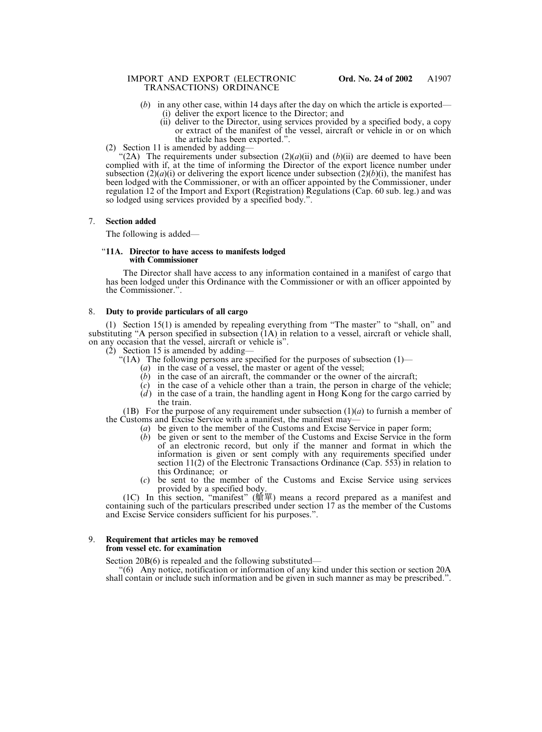(*b*) in any other case, within 14 days after the day on which the article is exported—
   (i) deliver the export licence to the Director; and
   (ii) deliver to the Director, using services provided by a specified body, a copy or extract of the manifest of the vessel, aircraft or vehicle in or on which the article has been exported.".

(2) Section 11 is amended by adding—

"(2A) The requirements under subsection (2)(*a*)(ii) and (*b*)(ii) are deemed to have been complied with if, at the time of informing the Director of the export licence number under subsection (2)(*a*)(i) or delivering the export licence under subsection (2)(*b*)(i), the manifest has been lodged with the Commissioner, or with an officer appointed by the Commissioner, under regulation 12 of the Import and Export (Registration) Regulations (Cap. 60 sub. leg.) and was so lodged using services provided by a specified body.".

7. **Section added**

The following is added—

"**11A. Director to have access to manifests lodged with Commissioner**

The Director shall have access to any information contained in a manifest of cargo that has been lodged under this Ordinance with the Commissioner or with an officer appointed by the Commissioner.".

8. **Duty to provide particulars of all cargo**

(1) Section 15(1) is amended by repealing everything from "The master" to "shall, on" and substituting "A person specified in subsection (1A) in relation to a vessel, aircraft or vehicle shall, on any occasion that the vessel, aircraft or vehicle is".

(2) Section 15 is amended by adding—

"(1A) The following persons are specified for the purposes of subsection (1)—
   (*a*) in the case of a vessel, the master or agent of the vessel;
   (*b*) in the case of an aircraft, the commander or the owner of the aircraft;
   (*c*) in the case of a vehicle other than a train, the person in charge of the vehicle;
   (*d*) in the case of a train, the handling agent in Hong Kong for the cargo carried by the train.

(1B) For the purpose of any requirement under subsection (1)(*a*) to furnish a member of the Customs and Excise Service with a manifest, the manifest may—
   (*a*) be given to the member of the Customs and Excise Service in paper form;
   (*b*) be given or sent to the member of the Customs and Excise Service in the form of an electronic record, but only if the manner and format in which the information is given or sent comply with any requirements specified under section 11(2) of the Electronic Transactions Ordinance (Cap. 553) in relation to this Ordinance; or
   (*c*) be sent to the member of the Customs and Excise Service using services provided by a specified body.

(1C) In this section, "manifest" (艙單) means a record prepared as a manifest and containing such of the particulars prescribed under section 17 as the member of the Customs and Excise Service considers sufficient for his purposes.".

9. **Requirement that articles may be removed from vessel etc. for examination**

Section 20B(6) is repealed and the following substituted—

"(6) Any notice, notification or information of any kind under this section or section 20A shall contain or include such information and be given in such manner as may be prescribed.".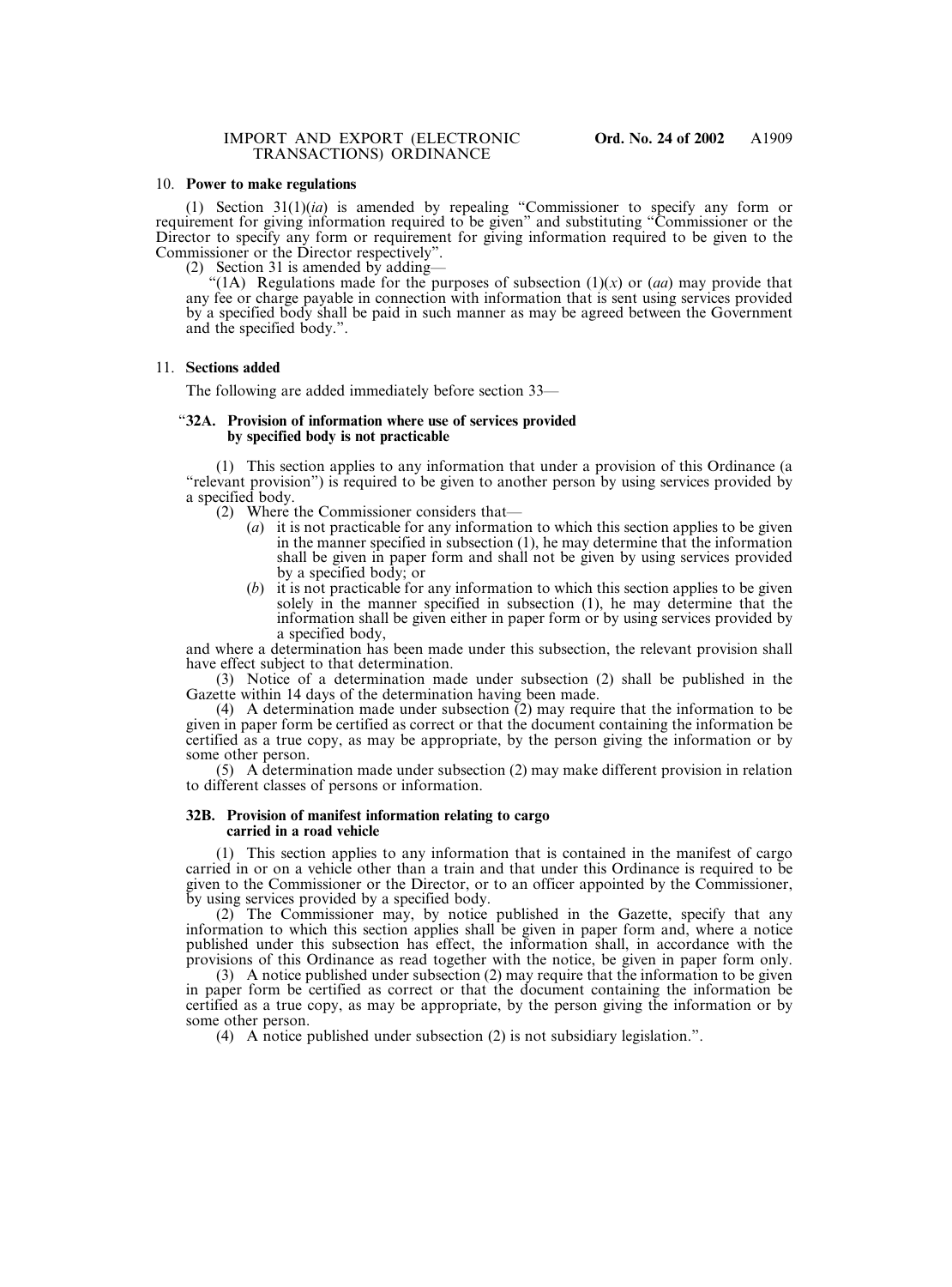### 10. **Power to make regulations**

(1) Section 31(1)(*ia*) is amended by repealing "Commissioner to specify any form or requirement for giving information required to be given" and substituting "Commissioner or the Director to specify any form or requirement for giving information required to be given to the Commissioner or the Director respectively".

(2) Section 31 is amended by adding—

"(1A) Regulations made for the purposes of subsection (1)(*x*) or (*aa*) may provide that any fee or charge payable in connection with information that is sent using services provided by a specified body shall be paid in such manner as may be agreed between the Government and the specified body.".

### 11. **Sections added**

The following are added immediately before section 33—

"**32A. Provision of information where use of services provided by specified body is not practicable**

(1) This section applies to any information that under a provision of this Ordinance (a "relevant provision") is required to be given to another person by using services provided by a specified body.

(2) Where the Commissioner considers that—

(*a*) it is not practicable for any information to which this section applies to be given in the manner specified in subsection (1), he may determine that the information shall be given in paper form and shall not be given by using services provided by a specified body; or

(*b*) it is not practicable for any information to which this section applies to be given solely in the manner specified in subsection (1), he may determine that the information shall be given either in paper form or by using services provided by a specified body,

and where a determination has been made under this subsection, the relevant provision shall have effect subject to that determination.

(3) Notice of a determination made under subsection (2) shall be published in the Gazette within 14 days of the determination having been made.

(4) A determination made under subsection (2) may require that the information to be given in paper form be certified as correct or that the document containing the information be certified as a true copy, as may be appropriate, by the person giving the information or by some other person.

(5) A determination made under subsection (2) may make different provision in relation to different classes of persons or information.

**32B. Provision of manifest information relating to cargo carried in a road vehicle**

(1) This section applies to any information that is contained in the manifest of cargo carried in or on a vehicle other than a train and that under this Ordinance is required to be given to the Commissioner or the Director, or to an officer appointed by the Commissioner, by using services provided by a specified body.

(2) The Commissioner may, by notice published in the Gazette, specify that any information to which this section applies shall be given in paper form and, where a notice published under this subsection has effect, the information shall, in accordance with the provisions of this Ordinance as read together with the notice, be given in paper form only.

(3) A notice published under subsection (2) may require that the information to be given in paper form be certified as correct or that the document containing the information be certified as a true copy, as may be appropriate, by the person giving the information or by some other person.

(4) A notice published under subsection (2) is not subsidiary legislation.".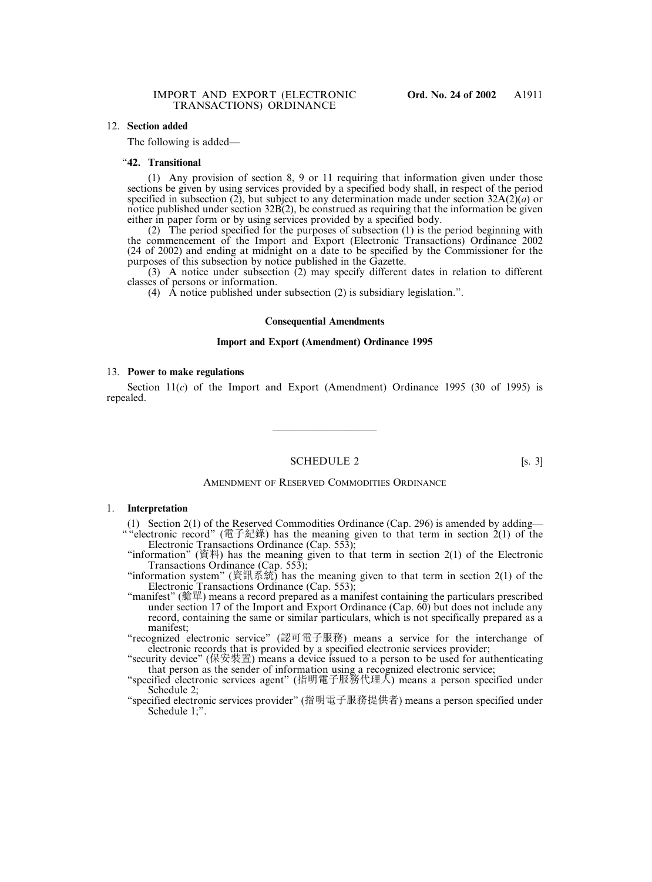12. **Section added**

The following is added—

"**42. Transitional**

(1) Any provision of section 8, 9 or 11 requiring that information given under those sections be given by using services provided by a specified body shall, in respect of the period specified in subsection (2), but subject to any determination made under section 32A(2)(*a*) or notice published under section 32B(2), be construed as requiring that the information be given either in paper form or by using services provided by a specified body.

(2) The period specified for the purposes of subsection (1) is the period beginning with the commencement of the Import and Export (Electronic Transactions) Ordinance 2002 (24 of 2002) and ending at midnight on a date to be specified by the Commissioner for the purposes of this subsection by notice published in the Gazette.

(3) A notice under subsection (2) may specify different dates in relation to different classes of persons or information.

(4) A notice published under subsection (2) is subsidiary legislation.".

**Consequential Amendments**

**Import and Export (Amendment) Ordinance 1995**

13. **Power to make regulations**

Section 11(*c*) of the Import and Export (Amendment) Ordinance 1995 (30 of 1995) is repealed.

---

SCHEDULE 2 [s. 3]

AMENDMENT OF RESERVED COMMODITIES ORDINANCE

1. **Interpretation**

(1) Section 2(1) of the Reserved Commodities Ordinance (Cap. 296) is amended by adding—

""electronic record" (電子紀錄) has the meaning given to that term in section 2(1) of the Electronic Transactions Ordinance (Cap. 553);

"information" (資料) has the meaning given to that term in section 2(1) of the Electronic Transactions Ordinance (Cap. 553);

"information system" (資訊系統) has the meaning given to that term in section 2(1) of the Electronic Transactions Ordinance (Cap. 553);

"manifest" (艙單) means a record prepared as a manifest containing the particulars prescribed under section 17 of the Import and Export Ordinance (Cap. 60) but does not include any record, containing the same or similar particulars, which is not specifically prepared as a manifest;

"recognized electronic service" (認可電子服務) means a service for the interchange of electronic records that is provided by a specified electronic services provider;

"security device" (保安裝置) means a device issued to a person to be used for authenticating that person as the sender of information using a recognized electronic service;

"specified electronic services agent" (指明電子服務代理人) means a person specified under Schedule 2;

"specified electronic services provider" (指明電子服務提供者) means a person specified under Schedule 1;".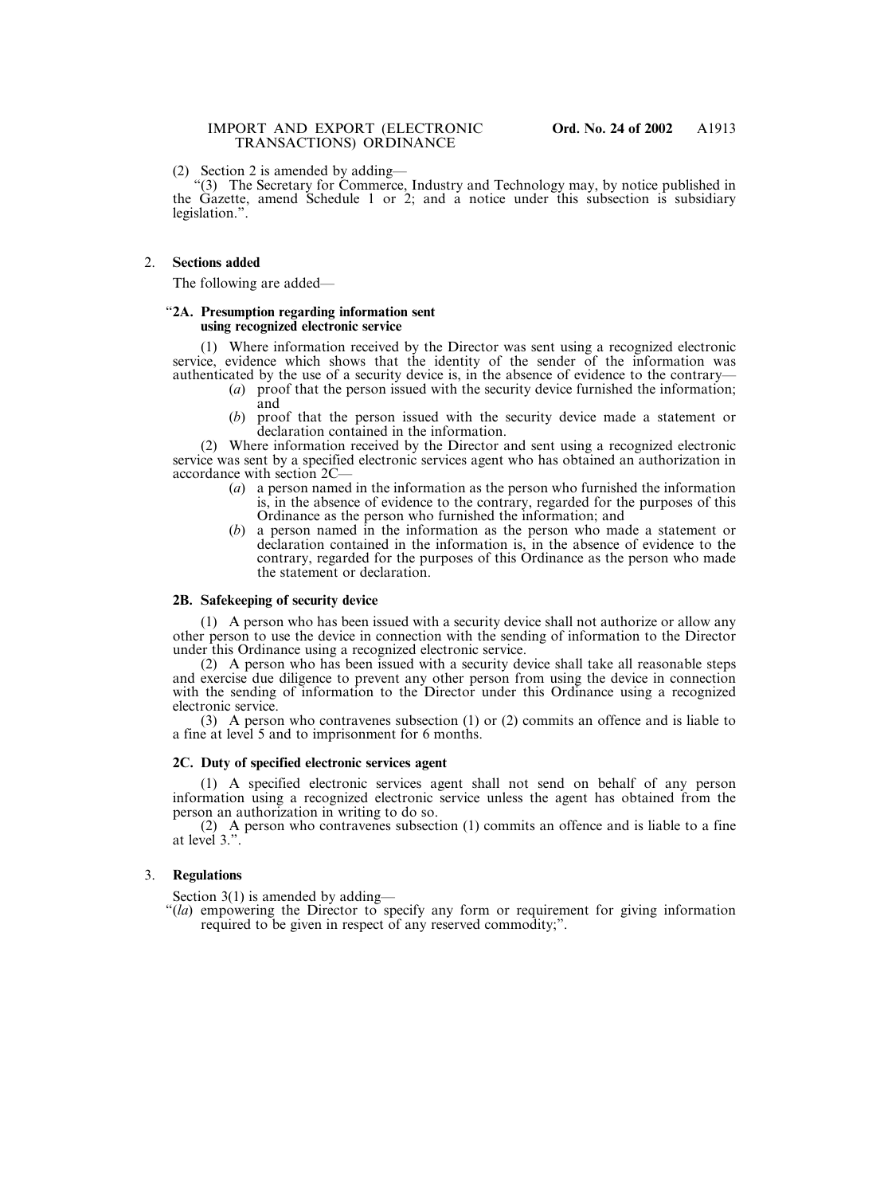(2) Section 2 is amended by adding—

"(3) The Secretary for Commerce, Industry and Technology may, by notice published in the Gazette, amend Schedule 1 or 2; and a notice under this subsection is subsidiary legislation.".

2. **Sections added**

The following are added—

"**2A. Presumption regarding information sent using recognized electronic service**

(1) Where information received by the Director was sent using a recognized electronic service, evidence which shows that the identity of the sender of the information was authenticated by the use of a security device is, in the absence of evidence to the contrary—

- (*a*) proof that the person issued with the security device furnished the information; and
- (*b*) proof that the person issued with the security device made a statement or declaration contained in the information.

(2) Where information received by the Director and sent using a recognized electronic service was sent by a specified electronic services agent who has obtained an authorization in accordance with section 2C—

- (*a*) a person named in the information as the person who furnished the information is, in the absence of evidence to the contrary, regarded for the purposes of this Ordinance as the person who furnished the information; and
- (*b*) a person named in the information as the person who made a statement or declaration contained in the information is, in the absence of evidence to the contrary, regarded for the purposes of this Ordinance as the person who made the statement or declaration.

**2B. Safekeeping of security device**

(1) A person who has been issued with a security device shall not authorize or allow any other person to use the device in connection with the sending of information to the Director under this Ordinance using a recognized electronic service.

(2) A person who has been issued with a security device shall take all reasonable steps and exercise due diligence to prevent any other person from using the device in connection with the sending of information to the Director under this Ordinance using a recognized electronic service.

(3) A person who contravenes subsection (1) or (2) commits an offence and is liable to a fine at level 5 and to imprisonment for 6 months.

**2C. Duty of specified electronic services agent**

(1) A specified electronic services agent shall not send on behalf of any person information using a recognized electronic service unless the agent has obtained from the person an authorization in writing to do so.

(2) A person who contravenes subsection (1) commits an offence and is liable to a fine at level 3.".

3. **Regulations**

Section 3(1) is amended by adding—

"(*la*) empowering the Director to specify any form or requirement for giving information required to be given in respect of any reserved commodity;".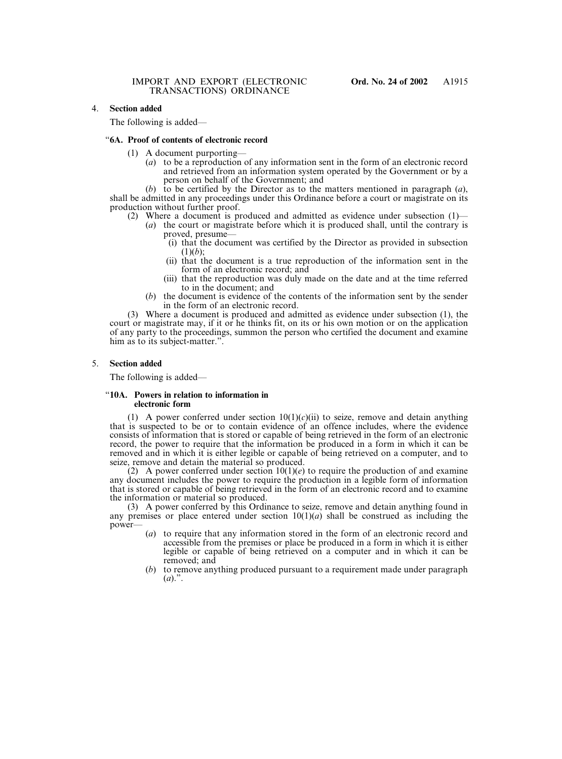4. **Section added**

The following is added—

"**6A. Proof of contents of electronic record**

(1) A document purporting—

(*a*) to be a reproduction of any information sent in the form of an electronic record and retrieved from an information system operated by the Government or by a person on behalf of the Government; and

(*b*) to be certified by the Director as to the matters mentioned in paragraph (*a*),

shall be admitted in any proceedings under this Ordinance before a court or magistrate on its production without further proof.

(2) Where a document is produced and admitted as evidence under subsection (1)—

(*a*) the court or magistrate before which it is produced shall, until the contrary is proved, presume—

(i) that the document was certified by the Director as provided in subsection (1)(*b*);

(ii) that the document is a true reproduction of the information sent in the form of an electronic record; and

(iii) that the reproduction was duly made on the date and at the time referred to in the document; and

(*b*) the document is evidence of the contents of the information sent by the sender in the form of an electronic record.

(3) Where a document is produced and admitted as evidence under subsection (1), the court or magistrate may, if it or he thinks fit, on its or his own motion or on the application of any party to the proceedings, summon the person who certified the document and examine him as to its subject-matter.".

5. **Section added**

The following is added—

"**10A. Powers in relation to information in electronic form**

(1) A power conferred under section 10(1)(*c*)(ii) to seize, remove and detain anything that is suspected to be or to contain evidence of an offence includes, where the evidence consists of information that is stored or capable of being retrieved in the form of an electronic record, the power to require that the information be produced in a form in which it can be removed and in which it is either legible or capable of being retrieved on a computer, and to seize, remove and detain the material so produced.

(2) A power conferred under section 10(1)(*e*) to require the production of and examine any document includes the power to require the production in a legible form of information that is stored or capable of being retrieved in the form of an electronic record and to examine the information or material so produced.

(3) A power conferred by this Ordinance to seize, remove and detain anything found in any premises or place entered under section 10(1)(*a*) shall be construed as including the power—

(*a*) to require that any information stored in the form of an electronic record and accessible from the premises or place be produced in a form in which it is either legible or capable of being retrieved on a computer and in which it can be removed; and

(*b*) to remove anything produced pursuant to a requirement made under paragraph (*a*).".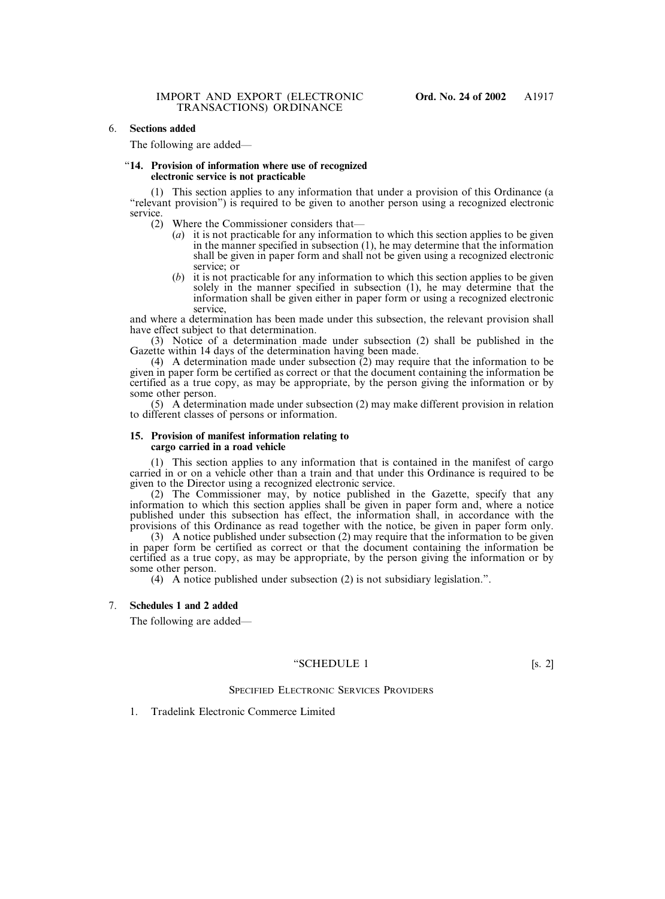6. **Sections added**

The following are added—

"**14. Provision of information where use of recognized electronic service is not practicable**

(1) This section applies to any information that under a provision of this Ordinance (a "relevant provision") is required to be given to another person using a recognized electronic service.

(2) Where the Commissioner considers that—

(*a*) it is not practicable for any information to which this section applies to be given in the manner specified in subsection (1), he may determine that the information shall be given in paper form and shall not be given using a recognized electronic service; or

(*b*) it is not practicable for any information to which this section applies to be given solely in the manner specified in subsection (1), he may determine that the information shall be given either in paper form or using a recognized electronic service,

and where a determination has been made under this subsection, the relevant provision shall have effect subject to that determination.

(3) Notice of a determination made under subsection (2) shall be published in the Gazette within 14 days of the determination having been made.

(4) A determination made under subsection (2) may require that the information to be given in paper form be certified as correct or that the document containing the information be certified as a true copy, as may be appropriate, by the person giving the information or by some other person.

(5) A determination made under subsection (2) may make different provision in relation to different classes of persons or information.

**15. Provision of manifest information relating to cargo carried in a road vehicle**

(1) This section applies to any information that is contained in the manifest of cargo carried in or on a vehicle other than a train and that under this Ordinance is required to be given to the Director using a recognized electronic service.

(2) The Commissioner may, by notice published in the Gazette, specify that any information to which this section applies shall be given in paper form and, where a notice published under this subsection has effect, the information shall, in accordance with the provisions of this Ordinance as read together with the notice, be given in paper form only.

(3) A notice published under subsection (2) may require that the information to be given in paper form be certified as correct or that the document containing the information be certified as a true copy, as may be appropriate, by the person giving the information or by some other person.

(4) A notice published under subsection (2) is not subsidiary legislation.".

7. **Schedules 1 and 2 added**

The following are added—

"SCHEDULE 1 [s. 2]

SPECIFIED ELECTRONIC SERVICES PROVIDERS

1. Tradelink Electronic Commerce Limited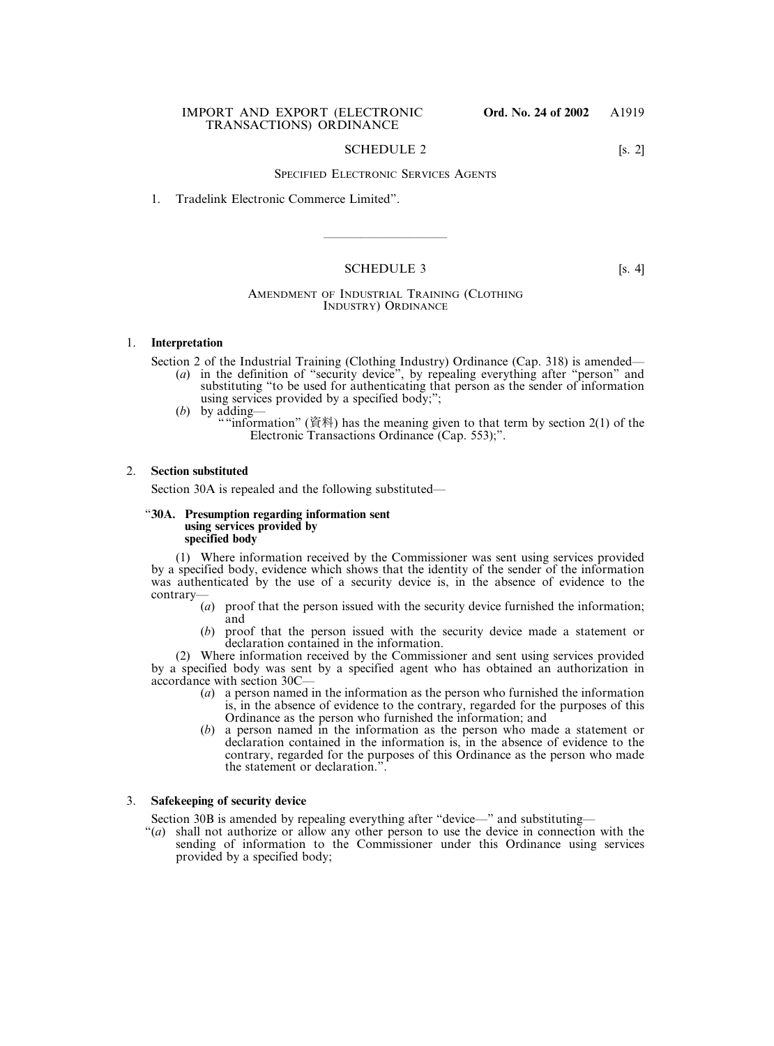SCHEDULE 2 [s. 2]

SPECIFIED ELECTRONIC SERVICES AGENTS

1. Tradelink Electronic Commerce Limited".

---

SCHEDULE 3 [s. 4]

AMENDMENT OF INDUSTRIAL TRAINING (CLOTHING INDUSTRY) ORDINANCE

1. **Interpretation**

Section 2 of the Industrial Training (Clothing Industry) Ordinance (Cap. 318) is amended—

(*a*) in the definition of "security device", by repealing everything after "person" and substituting "to be used for authenticating that person as the sender of information using services provided by a specified body;";

(*b*) by adding—

""information" (資料) has the meaning given to that term by section 2(1) of the Electronic Transactions Ordinance (Cap. 553);".

2. **Section substituted**

Section 30A is repealed and the following substituted—

"**30A. Presumption regarding information sent using services provided by specified body**

(1) Where information received by the Commissioner was sent using services provided by a specified body, evidence which shows that the identity of the sender of the information was authenticated by the use of a security device is, in the absence of evidence to the contrary—

(*a*) proof that the person issued with the security device furnished the information; and

(*b*) proof that the person issued with the security device made a statement or declaration contained in the information.

(2) Where information received by the Commissioner and sent using services provided by a specified body was sent by a specified agent who has obtained an authorization in accordance with section 30C—

(*a*) a person named in the information as the person who furnished the information is, in the absence of evidence to the contrary, regarded for the purposes of this Ordinance as the person who furnished the information; and

(*b*) a person named in the information as the person who made a statement or declaration contained in the information is, in the absence of evidence to the contrary, regarded for the purposes of this Ordinance as the person who made the statement or declaration.".

3. **Safekeeping of security device**

Section 30B is amended by repealing everything after "device—" and substituting—

"(*a*) shall not authorize or allow any other person to use the device in connection with the sending of information to the Commissioner under this Ordinance using services provided by a specified body;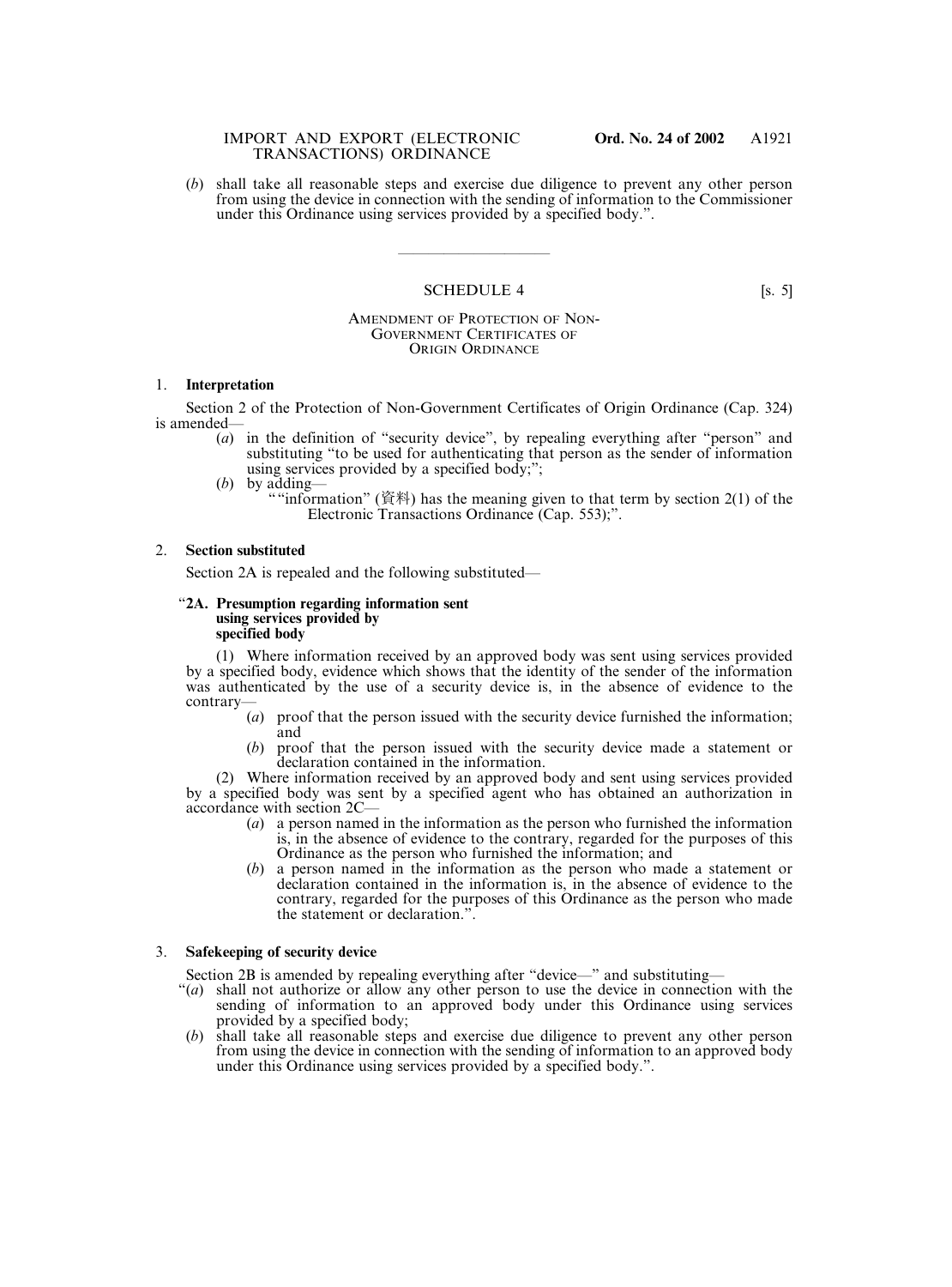(*b*) shall take all reasonable steps and exercise due diligence to prevent any other person from using the device in connection with the sending of information to the Commissioner under this Ordinance using services provided by a specified body.".

---

SCHEDULE 4 [s. 5]

AMENDMENT OF PROTECTION OF NON-GOVERNMENT CERTIFICATES OF ORIGIN ORDINANCE

1. **Interpretation**

Section 2 of the Protection of Non-Government Certificates of Origin Ordinance (Cap. 324) is amended—

(*a*) in the definition of "security device", by repealing everything after "person" and substituting "to be used for authenticating that person as the sender of information using services provided by a specified body;";

(*b*) by adding—

""information" (資料) has the meaning given to that term by section 2(1) of the Electronic Transactions Ordinance (Cap. 553);".

2. **Section substituted**

Section 2A is repealed and the following substituted—

"**2A. Presumption regarding information sent using services provided by specified body**

(1) Where information received by an approved body was sent using services provided by a specified body, evidence which shows that the identity of the sender of the information was authenticated by the use of a security device is, in the absence of evidence to the contrary—

(*a*) proof that the person issued with the security device furnished the information; and

(*b*) proof that the person issued with the security device made a statement or declaration contained in the information.

(2) Where information received by an approved body and sent using services provided by a specified body was sent by a specified agent who has obtained an authorization in accordance with section 2C—

(*a*) a person named in the information as the person who furnished the information is, in the absence of evidence to the contrary, regarded for the purposes of this Ordinance as the person who furnished the information; and

(*b*) a person named in the information as the person who made a statement or declaration contained in the information is, in the absence of evidence to the contrary, regarded for the purposes of this Ordinance as the person who made the statement or declaration.".

3. **Safekeeping of security device**

Section 2B is amended by repealing everything after "device—" and substituting—

"(*a*) shall not authorize or allow any other person to use the device in connection with the sending of information to an approved body under this Ordinance using services provided by a specified body;

(*b*) shall take all reasonable steps and exercise due diligence to prevent any other person from using the device in connection with the sending of information to an approved body under this Ordinance using services provided by a specified body.".